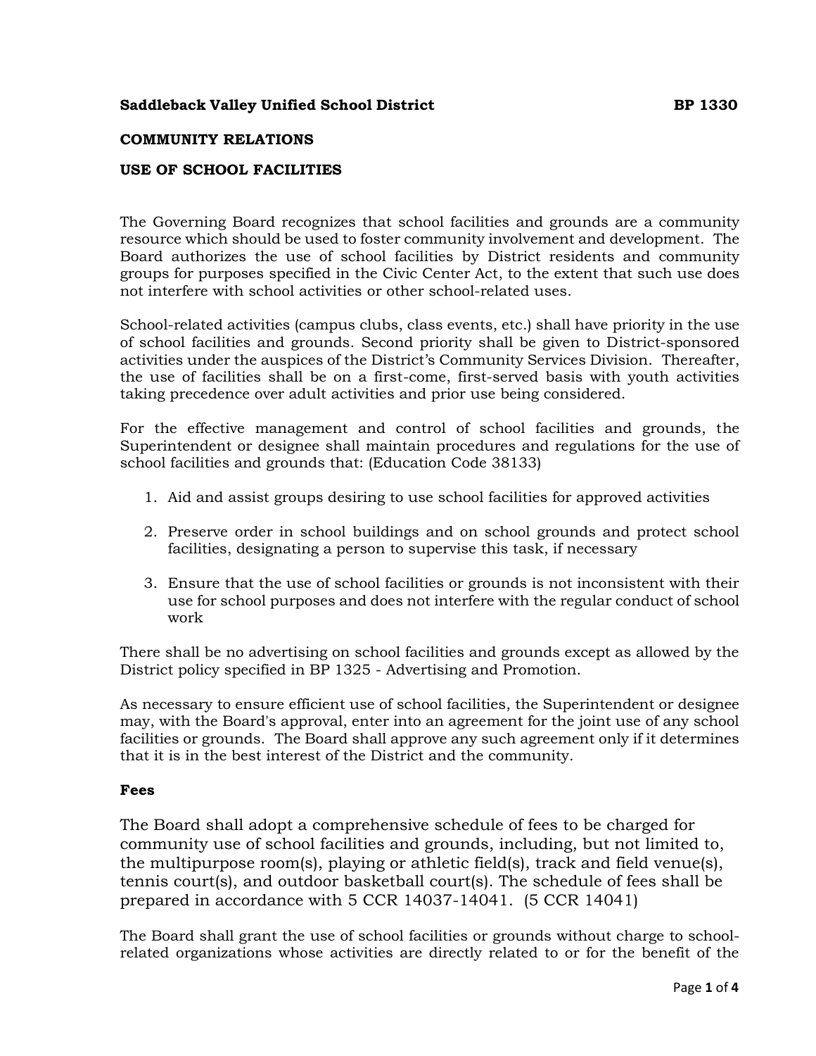**Saddleback Valley Unified School District** **BP 1330**

**COMMUNITY RELATIONS**

**USE OF SCHOOL FACILITIES**

The Governing Board recognizes that school facilities and grounds are a community resource which should be used to foster community involvement and development. The Board authorizes the use of school facilities by District residents and community groups for purposes specified in the Civic Center Act, to the extent that such use does not interfere with school activities or other school-related uses.

School-related activities (campus clubs, class events, etc.) shall have priority in the use of school facilities and grounds. Second priority shall be given to District-sponsored activities under the auspices of the District's Community Services Division. Thereafter, the use of facilities shall be on a first-come, first-served basis with youth activities taking precedence over adult activities and prior use being considered.

For the effective management and control of school facilities and grounds, the Superintendent or designee shall maintain procedures and regulations for the use of school facilities and grounds that: (Education Code 38133)

1. Aid and assist groups desiring to use school facilities for approved activities
2. Preserve order in school buildings and on school grounds and protect school facilities, designating a person to supervise this task, if necessary
3. Ensure that the use of school facilities or grounds is not inconsistent with their use for school purposes and does not interfere with the regular conduct of school work

There shall be no advertising on school facilities and grounds except as allowed by the District policy specified in BP 1325 - Advertising and Promotion.

As necessary to ensure efficient use of school facilities, the Superintendent or designee may, with the Board's approval, enter into an agreement for the joint use of any school facilities or grounds. The Board shall approve any such agreement only if it determines that it is in the best interest of the District and the community.

**Fees**

The Board shall adopt a comprehensive schedule of fees to be charged for community use of school facilities and grounds, including, but not limited to, the multipurpose room(s), playing or athletic field(s), track and field venue(s), tennis court(s), and outdoor basketball court(s). The schedule of fees shall be prepared in accordance with 5 CCR 14037-14041. (5 CCR 14041)

The Board shall grant the use of school facilities or grounds without charge to school-related organizations whose activities are directly related to or for the benefit of the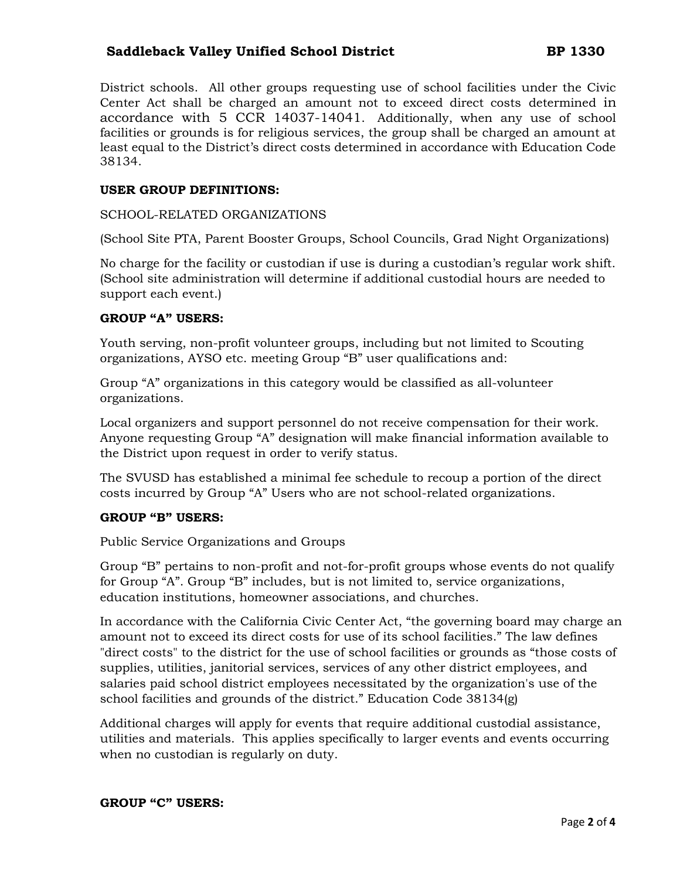District schools. All other groups requesting use of school facilities under the Civic Center Act shall be charged an amount not to exceed direct costs determined in accordance with 5 CCR 14037-14041. Additionally, when any use of school facilities or grounds is for religious services, the group shall be charged an amount at least equal to the District's direct costs determined in accordance with Education Code 38134.

**USER GROUP DEFINITIONS:**

SCHOOL-RELATED ORGANIZATIONS

(School Site PTA, Parent Booster Groups, School Councils, Grad Night Organizations)

No charge for the facility or custodian if use is during a custodian's regular work shift. (School site administration will determine if additional custodial hours are needed to support each event.)

**GROUP "A" USERS:**

Youth serving, non-profit volunteer groups, including but not limited to Scouting organizations, AYSO etc. meeting Group "B" user qualifications and:

Group "A" organizations in this category would be classified as all-volunteer organizations.

Local organizers and support personnel do not receive compensation for their work. Anyone requesting Group "A" designation will make financial information available to the District upon request in order to verify status.

The SVUSD has established a minimal fee schedule to recoup a portion of the direct costs incurred by Group "A" Users who are not school-related organizations.

**GROUP "B" USERS:**

Public Service Organizations and Groups

Group "B" pertains to non-profit and not-for-profit groups whose events do not qualify for Group "A". Group "B" includes, but is not limited to, service organizations, education institutions, homeowner associations, and churches.

In accordance with the California Civic Center Act, "the governing board may charge an amount not to exceed its direct costs for use of its school facilities." The law defines "direct costs" to the district for the use of school facilities or grounds as "those costs of supplies, utilities, janitorial services, services of any other district employees, and salaries paid school district employees necessitated by the organization's use of the school facilities and grounds of the district." Education Code 38134(g)

Additional charges will apply for events that require additional custodial assistance, utilities and materials. This applies specifically to larger events and events occurring when no custodian is regularly on duty.

**GROUP "C" USERS:**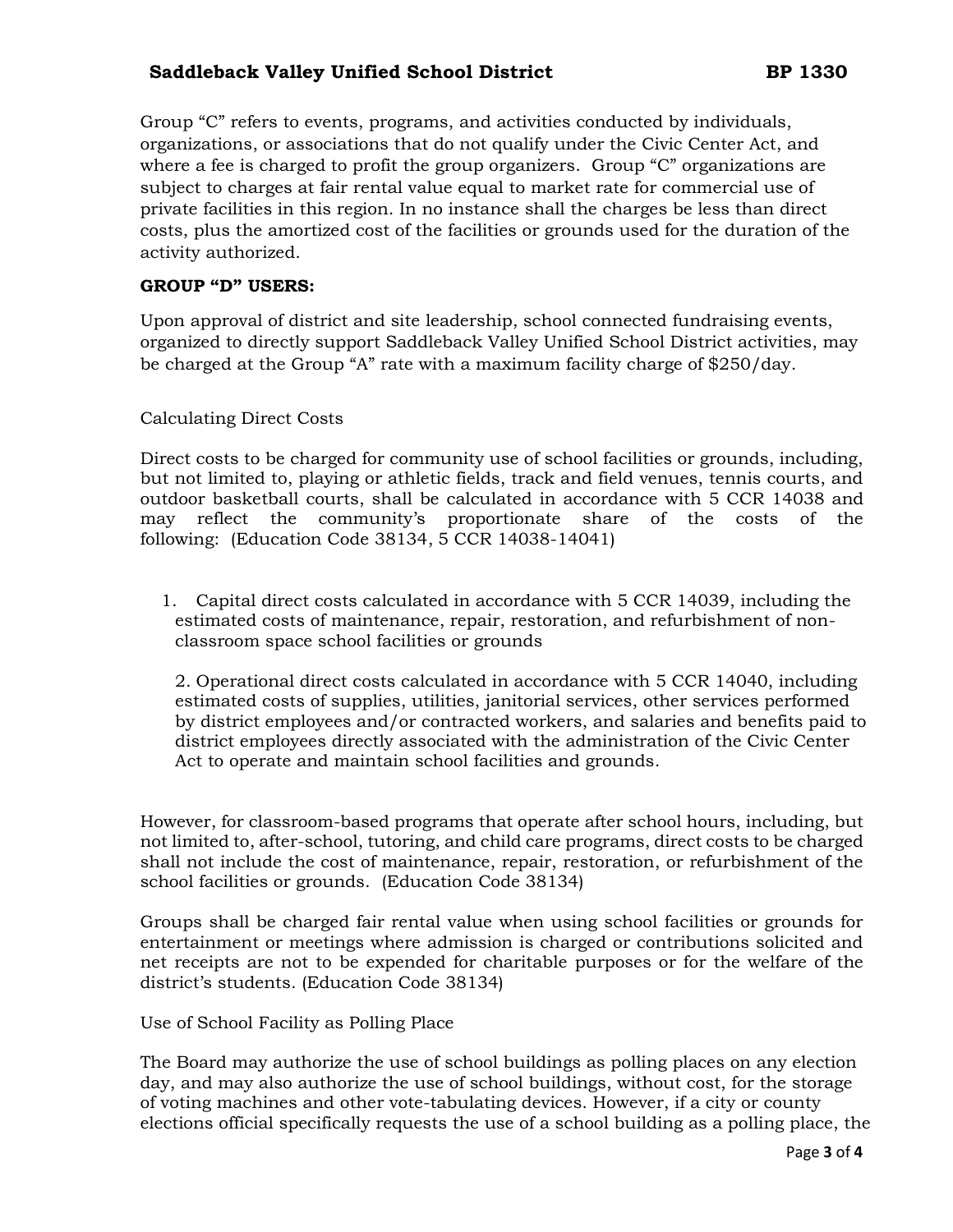Group "C" refers to events, programs, and activities conducted by individuals, organizations, or associations that do not qualify under the Civic Center Act, and where a fee is charged to profit the group organizers. Group "C" organizations are subject to charges at fair rental value equal to market rate for commercial use of private facilities in this region. In no instance shall the charges be less than direct costs, plus the amortized cost of the facilities or grounds used for the duration of the activity authorized.

**GROUP "D" USERS:**

Upon approval of district and site leadership, school connected fundraising events, organized to directly support Saddleback Valley Unified School District activities, may be charged at the Group "A" rate with a maximum facility charge of $250/day.

Calculating Direct Costs

Direct costs to be charged for community use of school facilities or grounds, including, but not limited to, playing or athletic fields, track and field venues, tennis courts, and outdoor basketball courts, shall be calculated in accordance with 5 CCR 14038 and may reflect the community's proportionate share of the costs of the following: (Education Code 38134, 5 CCR 14038-14041)

1. Capital direct costs calculated in accordance with 5 CCR 14039, including the estimated costs of maintenance, repair, restoration, and refurbishment of non-classroom space school facilities or grounds

2. Operational direct costs calculated in accordance with 5 CCR 14040, including estimated costs of supplies, utilities, janitorial services, other services performed by district employees and/or contracted workers, and salaries and benefits paid to district employees directly associated with the administration of the Civic Center Act to operate and maintain school facilities and grounds.

However, for classroom-based programs that operate after school hours, including, but not limited to, after-school, tutoring, and child care programs, direct costs to be charged shall not include the cost of maintenance, repair, restoration, or refurbishment of the school facilities or grounds. (Education Code 38134)

Groups shall be charged fair rental value when using school facilities or grounds for entertainment or meetings where admission is charged or contributions solicited and net receipts are not to be expended for charitable purposes or for the welfare of the district's students. (Education Code 38134)

Use of School Facility as Polling Place

The Board may authorize the use of school buildings as polling places on any election day, and may also authorize the use of school buildings, without cost, for the storage of voting machines and other vote-tabulating devices. However, if a city or county elections official specifically requests the use of a school building as a polling place, the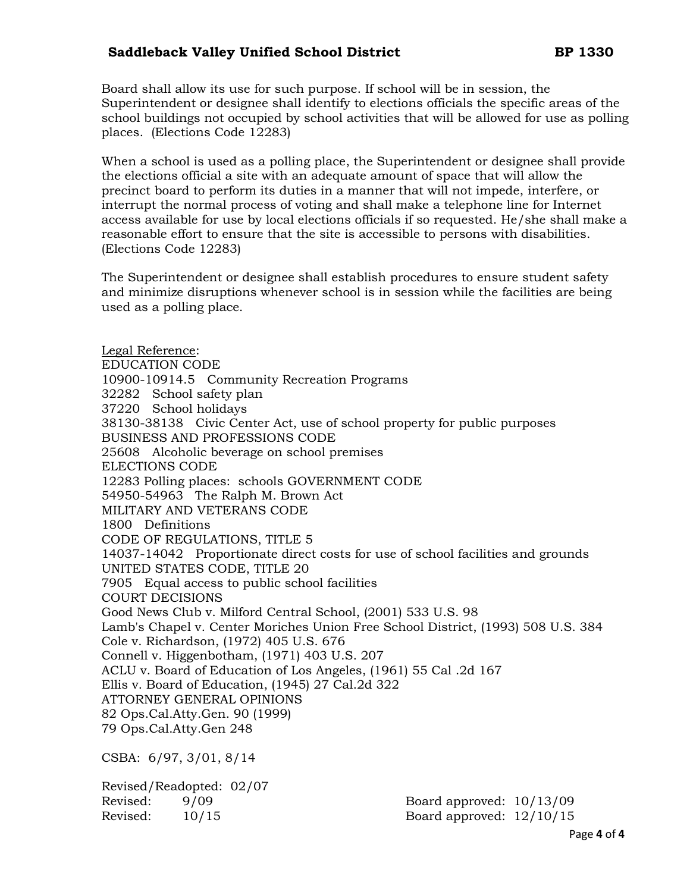Board shall allow its use for such purpose. If school will be in session, the Superintendent or designee shall identify to elections officials the specific areas of the school buildings not occupied by school activities that will be allowed for use as polling places. (Elections Code 12283)

When a school is used as a polling place, the Superintendent or designee shall provide the elections official a site with an adequate amount of space that will allow the precinct board to perform its duties in a manner that will not impede, interfere, or interrupt the normal process of voting and shall make a telephone line for Internet access available for use by local elections officials if so requested. He/she shall make a reasonable effort to ensure that the site is accessible to persons with disabilities. (Elections Code 12283)

The Superintendent or designee shall establish procedures to ensure student safety and minimize disruptions whenever school is in session while the facilities are being used as a polling place.

Legal Reference:
EDUCATION CODE
10900-10914.5 Community Recreation Programs
32282 School safety plan
37220 School holidays
38130-38138 Civic Center Act, use of school property for public purposes
BUSINESS AND PROFESSIONS CODE
25608 Alcoholic beverage on school premises
ELECTIONS CODE
12283 Polling places: schools GOVERNMENT CODE
54950-54963 The Ralph M. Brown Act
MILITARY AND VETERANS CODE
1800 Definitions
CODE OF REGULATIONS, TITLE 5
14037-14042 Proportionate direct costs for use of school facilities and grounds
UNITED STATES CODE, TITLE 20
7905 Equal access to public school facilities
COURT DECISIONS
Good News Club v. Milford Central School, (2001) 533 U.S. 98
Lamb's Chapel v. Center Moriches Union Free School District, (1993) 508 U.S. 384
Cole v. Richardson, (1972) 405 U.S. 676
Connell v. Higgenbotham, (1971) 403 U.S. 207
ACLU v. Board of Education of Los Angeles, (1961) 55 Cal .2d 167
Ellis v. Board of Education, (1945) 27 Cal.2d 322
ATTORNEY GENERAL OPINIONS
82 Ops.Cal.Atty.Gen. 90 (1999)
79 Ops.Cal.Atty.Gen 248

CSBA: 6/97, 3/01, 8/14

Revised/Readopted: 02/07
Revised: 9/09 Board approved: 10/13/09
Revised: 10/15 Board approved: 12/10/15